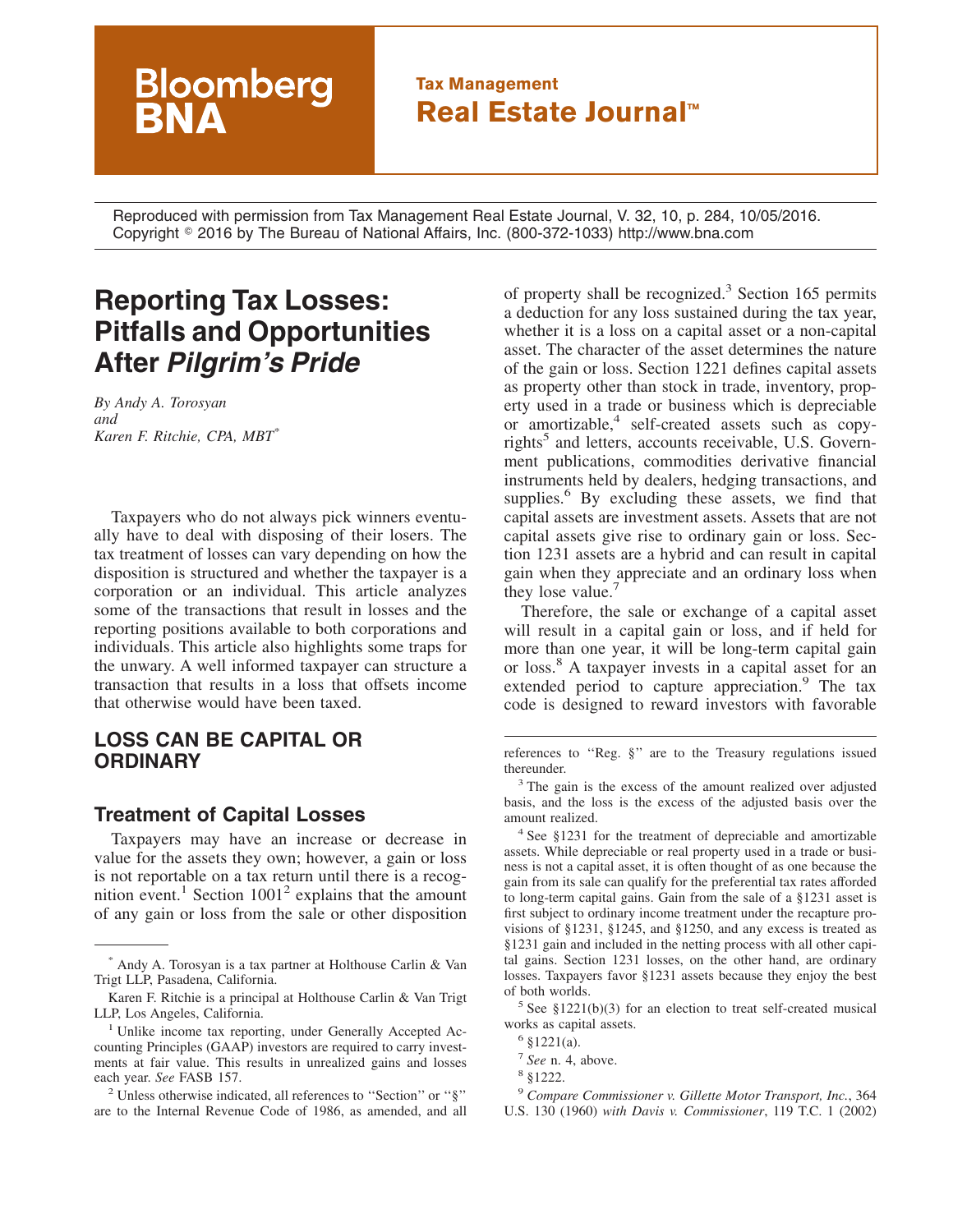Bloomberg BNA

**Tax Management**
**Real Estate Journal™**

Reproduced with permission from Tax Management Real Estate Journal, V. 32, 10, p. 284, 10/05/2016. Copyright © 2016 by The Bureau of National Affairs, Inc. (800-372-1033) http://www.bna.com

# Reporting Tax Losses: Pitfalls and Opportunities After *Pilgrim's Pride*

*By Andy A. Torosyan*
*and*
*Karen F. Ritchie, CPA, MBT*[*]

Taxpayers who do not always pick winners eventually have to deal with disposing of their losers. The tax treatment of losses can vary depending on how the disposition is structured and whether the taxpayer is a corporation or an individual. This article analyzes some of the transactions that result in losses and the reporting positions available to both corporations and individuals. This article also highlights some traps for the unwary. A well informed taxpayer can structure a transaction that results in a loss that offsets income that otherwise would have been taxed.

## LOSS CAN BE CAPITAL OR ORDINARY

### Treatment of Capital Losses

Taxpayers may have an increase or decrease in value for the assets they own; however, a gain or loss is not reportable on a tax return until there is a recognition event.[1] Section 1001[2] explains that the amount of any gain or loss from the sale or other disposition of property shall be recognized.[3] Section 165 permits a deduction for any loss sustained during the tax year, whether it is a loss on a capital asset or a non-capital asset. The character of the asset determines the nature of the gain or loss. Section 1221 defines capital assets as property other than stock in trade, inventory, property used in a trade or business which is depreciable or amortizable,[4] self-created assets such as copyrights[5] and letters, accounts receivable, U.S. Government publications, commodities derivative financial instruments held by dealers, hedging transactions, and supplies.[6] By excluding these assets, we find that capital assets are investment assets. Assets that are not capital assets give rise to ordinary gain or loss. Section 1231 assets are a hybrid and can result in capital gain when they appreciate and an ordinary loss when they lose value.[7]

Therefore, the sale or exchange of a capital asset will result in a capital gain or loss, and if held for more than one year, it will be long-term capital gain or loss.[8] A taxpayer invests in a capital asset for an extended period to capture appreciation.[9] The tax code is designed to reward investors with favorable

---

[*] Andy A. Torosyan is a tax partner at Holthouse Carlin & Van Trigt LLP, Pasadena, California.

Karen F. Ritchie is a principal at Holthouse Carlin & Van Trigt LLP, Los Angeles, California.

[1] Unlike income tax reporting, under Generally Accepted Accounting Principles (GAAP) investors are required to carry investments at fair value. This results in unrealized gains and losses each year. *See* FASB 157.

[2] Unless otherwise indicated, all references to "Section" or "§" are to the Internal Revenue Code of 1986, as amended, and all references to "Reg. §" are to the Treasury regulations issued thereunder.

[3] The gain is the excess of the amount realized over adjusted basis, and the loss is the excess of the adjusted basis over the amount realized.

[4] See §1231 for the treatment of depreciable and amortizable assets. While depreciable or real property used in a trade or business is not a capital asset, it is often thought of as one because the gain from its sale can qualify for the preferential tax rates afforded to long-term capital gains. Gain from the sale of a §1231 asset is first subject to ordinary income treatment under the recapture provisions of §1231, §1245, and §1250, and any excess is treated as §1231 gain and included in the netting process with all other capital gains. Section 1231 losses, on the other hand, are ordinary losses. Taxpayers favor §1231 assets because they enjoy the best of both worlds.

[5] See §1221(b)(3) for an election to treat self-created musical works as capital assets.

[6] §1221(a).

[7] *See* n. 4, above.

[8] §1222.

[9] *Compare Commissioner v. Gillette Motor Transport, Inc.*, 364 U.S. 130 (1960) *with Davis v. Commissioner*, 119 T.C. 1 (2002)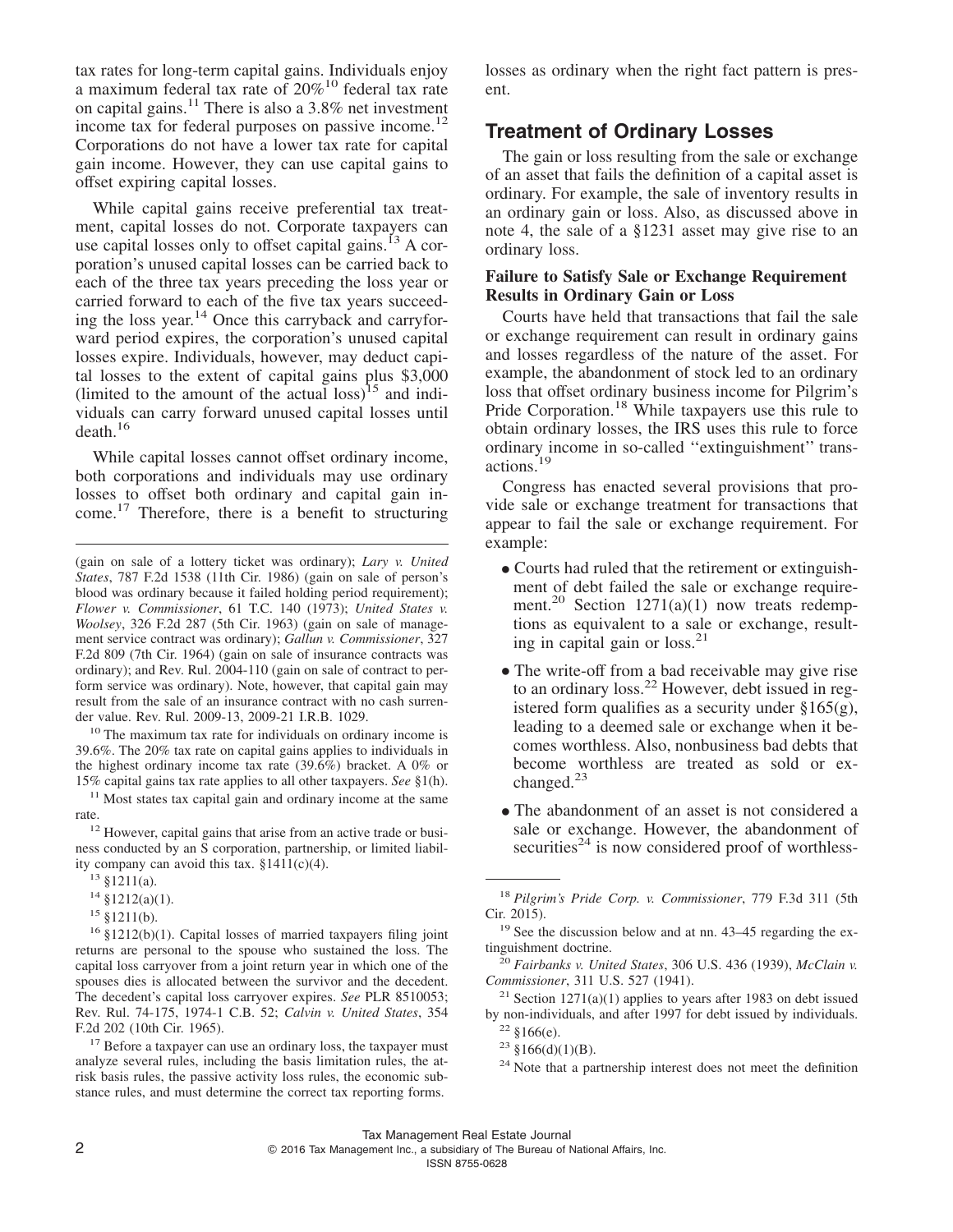tax rates for long-term capital gains. Individuals enjoy a maximum federal tax rate of 20%[10] federal tax rate on capital gains.[11] There is also a 3.8% net investment income tax for federal purposes on passive income.[12] Corporations do not have a lower tax rate for capital gain income. However, they can use capital gains to offset expiring capital losses.

While capital gains receive preferential tax treatment, capital losses do not. Corporate taxpayers can use capital losses only to offset capital gains.[13] A corporation's unused capital losses can be carried back to each of the three tax years preceding the loss year or carried forward to each of the five tax years succeeding the loss year.[14] Once this carryback and carryforward period expires, the corporation's unused capital losses expire. Individuals, however, may deduct capital losses to the extent of capital gains plus $3,000 (limited to the amount of the actual loss)[15] and individuals can carry forward unused capital losses until death.[16]

While capital losses cannot offset ordinary income, both corporations and individuals may use ordinary losses to offset both ordinary and capital gain income.[17] Therefore, there is a benefit to structuring losses as ordinary when the right fact pattern is present.

## Treatment of Ordinary Losses

The gain or loss resulting from the sale or exchange of an asset that fails the definition of a capital asset is ordinary. For example, the sale of inventory results in an ordinary gain or loss. Also, as discussed above in note 4, the sale of a §1231 asset may give rise to an ordinary loss.

### Failure to Satisfy Sale or Exchange Requirement Results in Ordinary Gain or Loss

Courts have held that transactions that fail the sale or exchange requirement can result in ordinary gains and losses regardless of the nature of the asset. For example, the abandonment of stock led to an ordinary loss that offset ordinary business income for Pilgrim's Pride Corporation.[18] While taxpayers use this rule to obtain ordinary losses, the IRS uses this rule to force ordinary income in so-called ''extinguishment'' transactions.[19]

Congress has enacted several provisions that provide sale or exchange treatment for transactions that appear to fail the sale or exchange requirement. For example:

- Courts had ruled that the retirement or extinguishment of debt failed the sale or exchange requirement.[20] Section 1271(a)(1) now treats redemptions as equivalent to a sale or exchange, resulting in capital gain or loss.[21]
- The write-off from a bad receivable may give rise to an ordinary loss.[22] However, debt issued in registered form qualifies as a security under §165(g), leading to a deemed sale or exchange when it becomes worthless. Also, nonbusiness bad debts that become worthless are treated as sold or exchanged.[23]
- The abandonment of an asset is not considered a sale or exchange. However, the abandonment of securities[24] is now considered proof of worthless-

---

(gain on sale of a lottery ticket was ordinary); *Lary v. United States*, 787 F.2d 1538 (11th Cir. 1986) (gain on sale of person's blood was ordinary because it failed holding period requirement); *Flower v. Commissioner*, 61 T.C. 140 (1973); *United States v. Woolsey*, 326 F.2d 287 (5th Cir. 1963) (gain on sale of management service contract was ordinary); *Gallun v. Commissioner*, 327 F.2d 809 (7th Cir. 1964) (gain on sale of insurance contracts was ordinary); and Rev. Rul. 2004-110 (gain on sale of contract to perform service was ordinary). Note, however, that capital gain may result from the sale of an insurance contract with no cash surrender value. Rev. Rul. 2009-13, 2009-21 I.R.B. 1029.

[10] The maximum tax rate for individuals on ordinary income is 39.6%. The 20% tax rate on capital gains applies to individuals in the highest ordinary income tax rate (39.6%) bracket. A 0% or 15% capital gains tax rate applies to all other taxpayers. *See* §1(h).

[11] Most states tax capital gain and ordinary income at the same rate.

[12] However, capital gains that arise from an active trade or business conducted by an S corporation, partnership, or limited liability company can avoid this tax. §1411(c)(4).

[13] §1211(a).

[14] §1212(a)(1).

[15] §1211(b).

[16] §1212(b)(1). Capital losses of married taxpayers filing joint returns are personal to the spouse who sustained the loss. The capital loss carryover from a joint return year in which one of the spouses dies is allocated between the survivor and the decedent. The decedent's capital loss carryover expires. *See* PLR 8510053; Rev. Rul. 74-175, 1974-1 C.B. 52; *Calvin v. United States*, 354 F.2d 202 (10th Cir. 1965).

[17] Before a taxpayer can use an ordinary loss, the taxpayer must analyze several rules, including the basis limitation rules, the at-risk basis rules, the passive activity loss rules, the economic substance rules, and must determine the correct tax reporting forms.

[18] *Pilgrim's Pride Corp. v. Commissioner*, 779 F.3d 311 (5th Cir. 2015).

[19] See the discussion below and at nn. 43–45 regarding the extinguishment doctrine.

[20] *Fairbanks v. United States*, 306 U.S. 436 (1939), *McClain v. Commissioner*, 311 U.S. 527 (1941).

[21] Section 1271(a)(1) applies to years after 1983 on debt issued by non-individuals, and after 1997 for debt issued by individuals.

[22] §166(e).

[23] §166(d)(1)(B).

[24] Note that a partnership interest does not meet the definition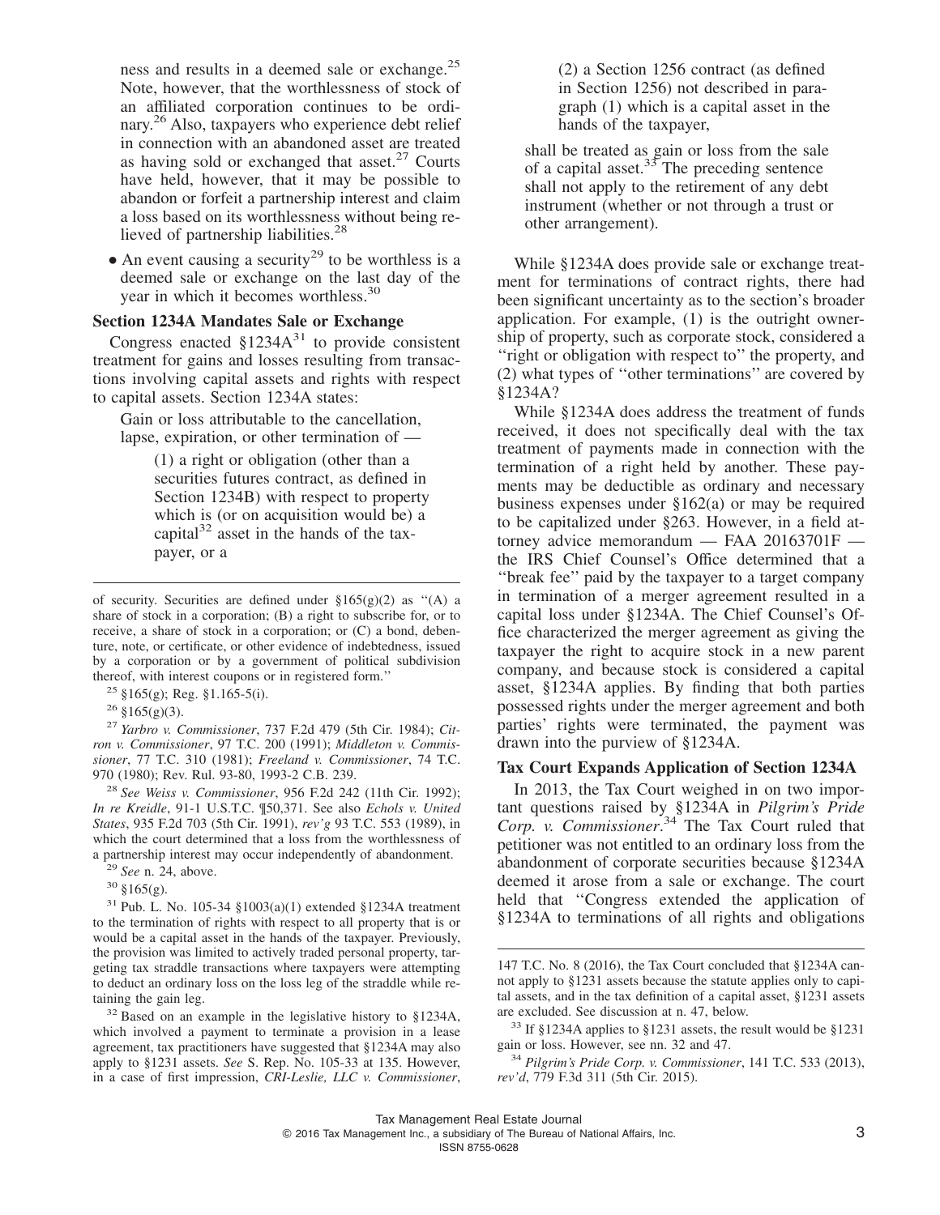ness and results in a deemed sale or exchange.[25] Note, however, that the worthlessness of stock of an affiliated corporation continues to be ordinary.[26] Also, taxpayers who experience debt relief in connection with an abandoned asset are treated as having sold or exchanged that asset.[27] Courts have held, however, that it may be possible to abandon or forfeit a partnership interest and claim a loss based on its worthlessness without being relieved of partnership liabilities.[28]

- An event causing a security[29] to be worthless is a deemed sale or exchange on the last day of the year in which it becomes worthless.[30]

### Section 1234A Mandates Sale or Exchange

Congress enacted §1234A[31] to provide consistent treatment for gains and losses resulting from transactions involving capital assets and rights with respect to capital assets. Section 1234A states:

> Gain or loss attributable to the cancellation, lapse, expiration, or other termination of —
>
> (1) a right or obligation (other than a securities futures contract, as defined in Section 1234B) with respect to property which is (or on acquisition would be) a capital[32] asset in the hands of the taxpayer, or a
>
> (2) a Section 1256 contract (as defined in Section 1256) not described in paragraph (1) which is a capital asset in the hands of the taxpayer,
>
> shall be treated as gain or loss from the sale of a capital asset.[33] The preceding sentence shall not apply to the retirement of any debt instrument (whether or not through a trust or other arrangement).

While §1234A does provide sale or exchange treatment for terminations of contract rights, there had been significant uncertainty as to the section's broader application. For example, (1) is the outright ownership of property, such as corporate stock, considered a ''right or obligation with respect to'' the property, and (2) what types of ''other terminations'' are covered by §1234A?

While §1234A does address the treatment of funds received, it does not specifically deal with the tax treatment of payments made in connection with the termination of a right held by another. These payments may be deductible as ordinary and necessary business expenses under §162(a) or may be required to be capitalized under §263. However, in a field attorney advice memorandum — FAA 20163701F — the IRS Chief Counsel's Office determined that a ''break fee'' paid by the taxpayer to a target company in termination of a merger agreement resulted in a capital loss under §1234A. The Chief Counsel's Office characterized the merger agreement as giving the taxpayer the right to acquire stock in a new parent company, and because stock is considered a capital asset, §1234A applies. By finding that both parties possessed rights under the merger agreement and both parties' rights were terminated, the payment was drawn into the purview of §1234A.

### Tax Court Expands Application of Section 1234A

In 2013, the Tax Court weighed in on two important questions raised by §1234A in *Pilgrim's Pride Corp. v. Commissioner*.[34] The Tax Court ruled that petitioner was not entitled to an ordinary loss from the abandonment of corporate securities because §1234A deemed it arose from a sale or exchange. The court held that ''Congress extended the application of §1234A to terminations of all rights and obligations

---

of security. Securities are defined under §165(g)(2) as ''(A) a share of stock in a corporation; (B) a right to subscribe for, or to receive, a share of stock in a corporation; or (C) a bond, debenture, note, or certificate, or other evidence of indebtedness, issued by a corporation or by a government of political subdivision thereof, with interest coupons or in registered form.''

[25] §165(g); Reg. §1.165-5(i).

[26] §165(g)(3).

[27] *Yarbro v. Commissioner*, 737 F.2d 479 (5th Cir. 1984); *Citron v. Commissioner*, 97 T.C. 200 (1991); *Middleton v. Commissioner*, 77 T.C. 310 (1981); *Freeland v. Commissioner*, 74 T.C. 970 (1980); Rev. Rul. 93-80, 1993-2 C.B. 239.

[28] *See Weiss v. Commissioner*, 956 F.2d 242 (11th Cir. 1992); *In re Kreidle*, 91-1 U.S.T.C. ¶50,371. See also *Echols v. United States*, 935 F.2d 703 (5th Cir. 1991), *rev'g* 93 T.C. 553 (1989), in which the court determined that a loss from the worthlessness of a partnership interest may occur independently of abandonment.

[29] *See* n. 24, above.

[30] §165(g).

[31] Pub. L. No. 105-34 §1003(a)(1) extended §1234A treatment to the termination of rights with respect to all property that is or would be a capital asset in the hands of the taxpayer. Previously, the provision was limited to actively traded personal property, targeting tax straddle transactions where taxpayers were attempting to deduct an ordinary loss on the loss leg of the straddle while retaining the gain leg.

[32] Based on an example in the legislative history to §1234A, which involved a payment to terminate a provision in a lease agreement, tax practitioners have suggested that §1234A may also apply to §1231 assets. *See* S. Rep. No. 105-33 at 135. However, in a case of first impression, *CRI-Leslie, LLC v. Commissioner*, 147 T.C. No. 8 (2016), the Tax Court concluded that §1234A cannot apply to §1231 assets because the statute applies only to capital assets, and in the tax definition of a capital asset, §1231 assets are excluded. See discussion at n. 47, below.

[33] If §1234A applies to §1231 assets, the result would be §1231 gain or loss. However, see nn. 32 and 47.

[34] *Pilgrim's Pride Corp. v. Commissioner*, 141 T.C. 533 (2013), *rev'd*, 779 F.3d 311 (5th Cir. 2015).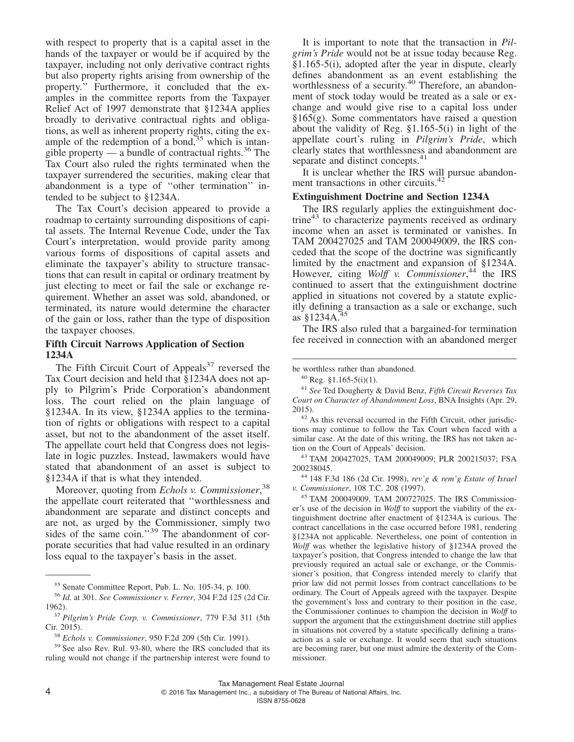with respect to property that is a capital asset in the hands of the taxpayer or would be if acquired by the taxpayer, including not only derivative contract rights but also property rights arising from ownership of the property.'' Furthermore, it concluded that the examples in the committee reports from the Taxpayer Relief Act of 1997 demonstrate that §1234A applies broadly to derivative contractual rights and obligations, as well as inherent property rights, citing the example of the redemption of a bond,[35] which is intangible property — a bundle of contractual rights.[36] The Tax Court also ruled the rights terminated when the taxpayer surrendered the securities, making clear that abandonment is a type of ''other termination'' intended to be subject to §1234A.

The Tax Court's decision appeared to provide a roadmap to certainty surrounding dispositions of capital assets. The Internal Revenue Code, under the Tax Court's interpretation, would provide parity among various forms of dispositions of capital assets and eliminate the taxpayer's ability to structure transactions that can result in capital or ordinary treatment by just electing to meet or fail the sale or exchange requirement. Whether an asset was sold, abandoned, or terminated, its nature would determine the character of the gain or loss, rather than the type of disposition the taxpayer chooses.

### Fifth Circuit Narrows Application of Section 1234A

The Fifth Circuit Court of Appeals[37] reversed the Tax Court decision and held that §1234A does not apply to Pilgrim's Pride Corporation's abandonment loss. The court relied on the plain language of §1234A. In its view, §1234A applies to the termination of rights or obligations with respect to a capital asset, but not to the abandonment of the asset itself. The appellate court held that Congress does not legislate in logic puzzles. Instead, lawmakers would have stated that abandonment of an asset is subject to §1234A if that is what they intended.

Moreover, quoting from *Echols v. Commissioner*,[38] the appellate court reiterated that ''worthlessness and abandonment are separate and distinct concepts and are not, as urged by the Commissioner, simply two sides of the same coin.''[39] The abandonment of corporate securities that had value resulted in an ordinary loss equal to the taxpayer's basis in the asset.

It is important to note that the transaction in *Pilgrim's Pride* would not be at issue today because Reg. §1.165-5(i), adopted after the year in dispute, clearly defines abandonment as an event establishing the worthlessness of a security.[40] Therefore, an abandonment of stock today would be treated as a sale or exchange and would give rise to a capital loss under §165(g). Some commentators have raised a question about the validity of Reg. §1.165-5(i) in light of the appellate court's ruling in *Pilgrim's Pride*, which clearly states that worthlessness and abandonment are separate and distinct concepts.[41]

It is unclear whether the IRS will pursue abandonment transactions in other circuits.[42]

### Extinguishment Doctrine and Section 1234A

The IRS regularly applies the extinguishment doctrine[43] to characterize payments received as ordinary income when an asset is terminated or vanishes. In TAM 200427025 and TAM 200049009, the IRS conceded that the scope of the doctrine was significantly limited by the enactment and expansion of §1234A. However, citing *Wolff v. Commissioner*,[44] the IRS continued to assert that the extinguishment doctrine applied in situations not covered by a statute explicitly defining a transaction as a sale or exchange, such as §1234A.[45]

The IRS also ruled that a bargained-for termination fee received in connection with an abandoned merger

---

[35] Senate Committee Report, Pub. L. No. 105-34, p. 100.

[36] *Id.* at 301. *See Commissioner v. Ferrer*, 304 F.2d 125 (2d Cir. 1962).

[37] *Pilgrim's Pride Corp. v. Commissioner*, 779 F.3d 311 (5th Cir. 2015).

[38] *Echols v. Commissioner*, 950 F.2d 209 (5th Cir. 1991).

[39] See also Rev. Rul. 93-80, where the IRS concluded that its ruling would not change if the partnership interest were found to be worthless rather than abandoned.

[40] Reg. §1.165-5(i)(1).

[41] *See* Ted Dougherty & David Benz, *Fifth Circuit Reverses Tax Court on Character of Abandonment Loss*, BNA Insights (Apr. 29, 2015).

[42] As this reversal occurred in the Fifth Circuit, other jurisdictions may continue to follow the Tax Court when faced with a similar case. At the date of this writing, the IRS has not taken action on the Court of Appeals' decision.

[43] TAM 200427025, TAM 200049009; PLR 200215037; FSA 200238045.

[44] 148 F.3d 186 (2d Cir. 1998), *rev'g & rem'g Estate of Israel v. Commissioner*, 108 T.C. 208 (1997).

[45] TAM 200049009, TAM 200727025. The IRS Commissioner's use of the decision in *Wolff* to support the viability of the extinguishment doctrine after enactment of §1234A is curious. The contract cancellations in the case occurred before 1981, rendering §1234A not applicable. Nevertheless, one point of contention in *Wolff* was whether the legislative history of §1234A proved the taxpayer's position, that Congress intended to change the law that previously required an actual sale or exchange, or the Commissioner's position, that Congress intended merely to clarify that prior law did not permit losses from contract cancellations to be ordinary. The Court of Appeals agreed with the taxpayer. Despite the government's loss and contrary to their position in the case, the Commissioner continues to champion the decision in *Wolff* to support the argument that the extinguishment doctrine still applies in situations not covered by a statute specifically defining a transaction as a sale or exchange. It would seem that such situations are becoming rarer, but one must admire the dexterity of the Commissioner.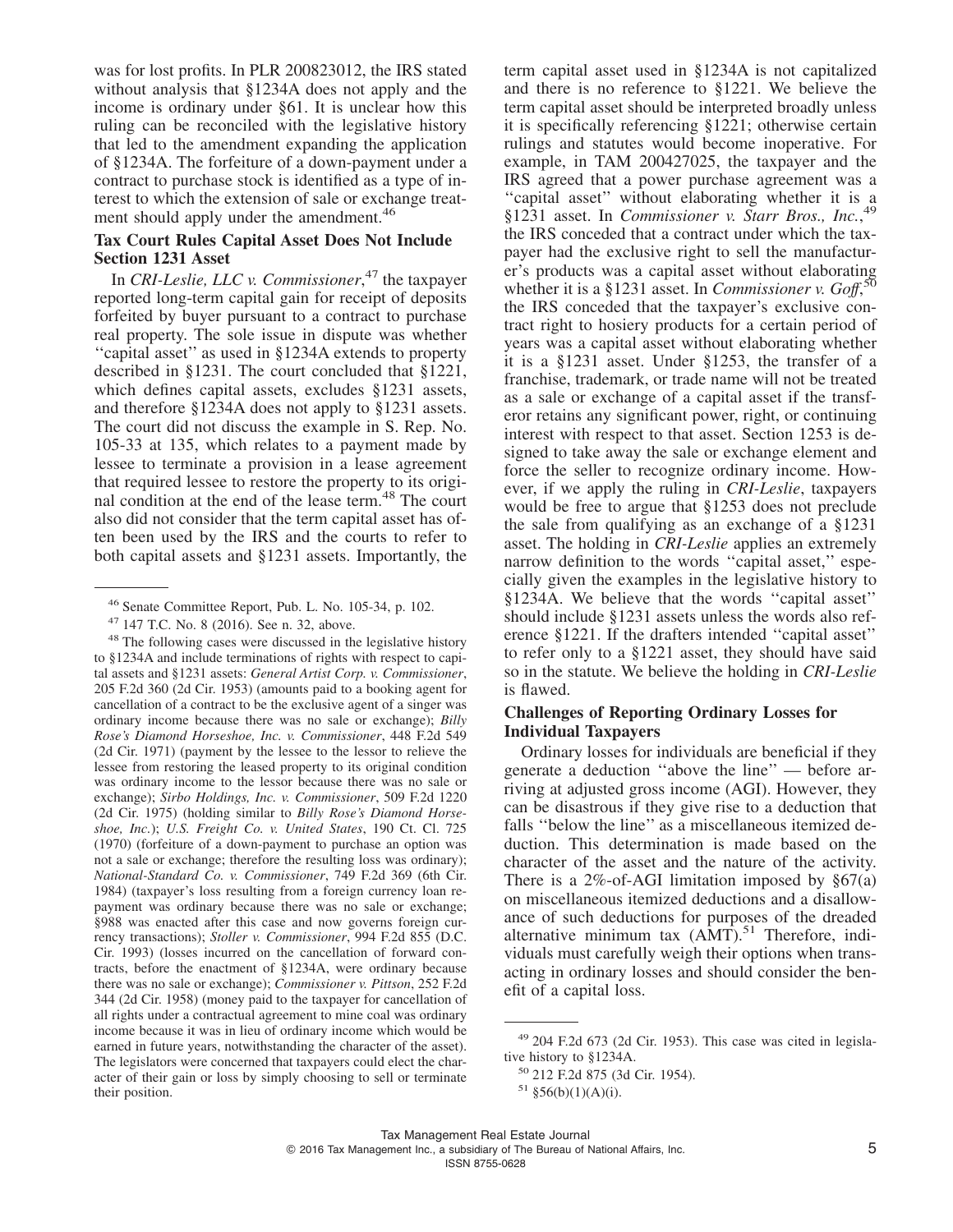was for lost profits. In PLR 200823012, the IRS stated without analysis that §1234A does not apply and the income is ordinary under §61. It is unclear how this ruling can be reconciled with the legislative history that led to the amendment expanding the application of §1234A. The forfeiture of a down-payment under a contract to purchase stock is identified as a type of interest to which the extension of sale or exchange treatment should apply under the amendment.[46]

### Tax Court Rules Capital Asset Does Not Include Section 1231 Asset

In *CRI-Leslie, LLC v. Commissioner*,[47] the taxpayer reported long-term capital gain for receipt of deposits forfeited by buyer pursuant to a contract to purchase real property. The sole issue in dispute was whether ''capital asset'' as used in §1234A extends to property described in §1231. The court concluded that §1221, which defines capital assets, excludes §1231 assets, and therefore §1234A does not apply to §1231 assets. The court did not discuss the example in S. Rep. No. 105-33 at 135, which relates to a payment made by lessee to terminate a provision in a lease agreement that required lessee to restore the property to its original condition at the end of the lease term.[48] The court also did not consider that the term capital asset has often been used by the IRS and the courts to refer to both capital assets and §1231 assets. Importantly, the term capital asset used in §1234A is not capitalized and there is no reference to §1221. We believe the term capital asset should be interpreted broadly unless it is specifically referencing §1221; otherwise certain rulings and statutes would become inoperative. For example, in TAM 200427025, the taxpayer and the IRS agreed that a power purchase agreement was a ''capital asset'' without elaborating whether it is a §1231 asset. In *Commissioner v. Starr Bros., Inc.*,[49] the IRS conceded that a contract under which the taxpayer had the exclusive right to sell the manufacturer's products was a capital asset without elaborating whether it is a §1231 asset. In *Commissioner v. Goff*,[50] the IRS conceded that the taxpayer's exclusive contract right to hosiery products for a certain period of years was a capital asset without elaborating whether it is a §1231 asset. Under §1253, the transfer of a franchise, trademark, or trade name will not be treated as a sale or exchange of a capital asset if the transferor retains any significant power, right, or continuing interest with respect to that asset. Section 1253 is designed to take away the sale or exchange element and force the seller to recognize ordinary income. However, if we apply the ruling in *CRI-Leslie*, taxpayers would be free to argue that §1253 does not preclude the sale from qualifying as an exchange of a §1231 asset. The holding in *CRI-Leslie* applies an extremely narrow definition to the words ''capital asset,'' especially given the examples in the legislative history to §1234A. We believe that the words ''capital asset'' should include §1231 assets unless the words also reference §1221. If the drafters intended ''capital asset'' to refer only to a §1221 asset, they should have said so in the statute. We believe the holding in *CRI-Leslie* is flawed.

### Challenges of Reporting Ordinary Losses for Individual Taxpayers

Ordinary losses for individuals are beneficial if they generate a deduction ''above the line'' — before arriving at adjusted gross income (AGI). However, they can be disastrous if they give rise to a deduction that falls ''below the line'' as a miscellaneous itemized deduction. This determination is made based on the character of the asset and the nature of the activity. There is a 2%-of-AGI limitation imposed by §67(a) on miscellaneous itemized deductions and a disallowance of such deductions for purposes of the dreaded alternative minimum tax (AMT).[51] Therefore, individuals must carefully weigh their options when transacting in ordinary losses and should consider the benefit of a capital loss.

---

[46] Senate Committee Report, Pub. L. No. 105-34, p. 102.

[47] 147 T.C. No. 8 (2016). See n. 32, above.

[48] The following cases were discussed in the legislative history to §1234A and include terminations of rights with respect to capital assets and §1231 assets: *General Artist Corp. v. Commissioner*, 205 F.2d 360 (2d Cir. 1953) (amounts paid to a booking agent for cancellation of a contract to be the exclusive agent of a singer was ordinary income because there was no sale or exchange); *Billy Rose's Diamond Horseshoe, Inc. v. Commissioner*, 448 F.2d 549 (2d Cir. 1971) (payment by the lessee to the lessor to relieve the lessee from restoring the leased property to its original condition was ordinary income to the lessor because there was no sale or exchange); *Sirbo Holdings, Inc. v. Commissioner*, 509 F.2d 1220 (2d Cir. 1975) (holding similar to *Billy Rose's Diamond Horseshoe, Inc.*); *U.S. Freight Co. v. United States*, 190 Ct. Cl. 725 (1970) (forfeiture of a down-payment to purchase an option was not a sale or exchange; therefore the resulting loss was ordinary); *National-Standard Co. v. Commissioner*, 749 F.2d 369 (6th Cir. 1984) (taxpayer's loss resulting from a foreign currency loan repayment was ordinary because there was no sale or exchange; §988 was enacted after this case and now governs foreign currency transactions); *Stoller v. Commissioner*, 994 F.2d 855 (D.C. Cir. 1993) (losses incurred on the cancellation of forward contracts, before the enactment of §1234A, were ordinary because there was no sale or exchange); *Commissioner v. Pittson*, 252 F.2d 344 (2d Cir. 1958) (money paid to the taxpayer for cancellation of all rights under a contractual agreement to mine coal was ordinary income because it was in lieu of ordinary income which would be earned in future years, notwithstanding the character of the asset). The legislators were concerned that taxpayers could elect the character of their gain or loss by simply choosing to sell or terminate their position.

[49] 204 F.2d 673 (2d Cir. 1953). This case was cited in legislative history to §1234A.

[50] 212 F.2d 875 (3d Cir. 1954).

[51] §56(b)(1)(A)(i).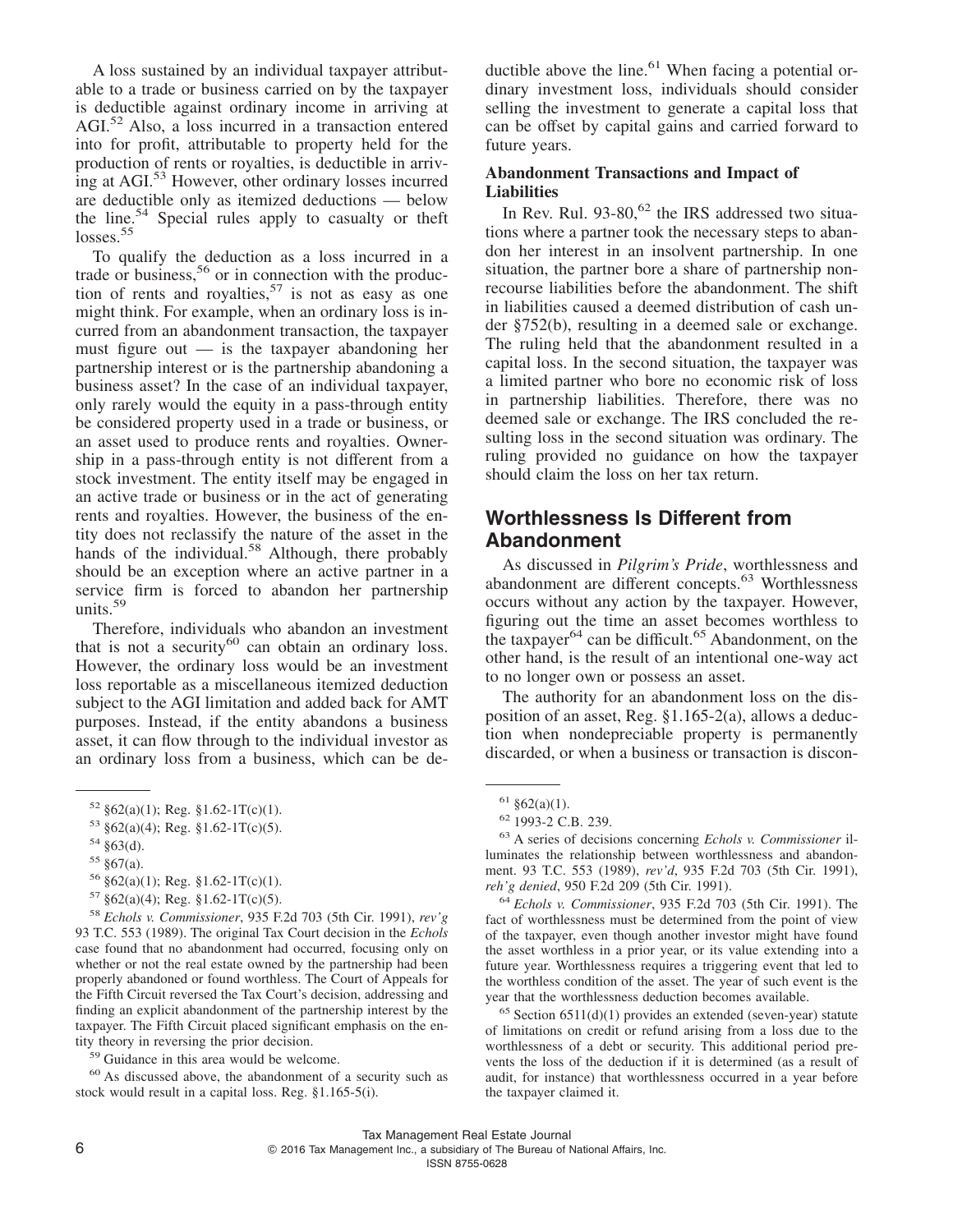A loss sustained by an individual taxpayer attributable to a trade or business carried on by the taxpayer is deductible against ordinary income in arriving at AGI.[52] Also, a loss incurred in a transaction entered into for profit, attributable to property held for the production of rents or royalties, is deductible in arriving at AGI.[53] However, other ordinary losses incurred are deductible only as itemized deductions — below the line.[54] Special rules apply to casualty or theft losses.[55]

To qualify the deduction as a loss incurred in a trade or business,[56] or in connection with the production of rents and royalties,[57] is not as easy as one might think. For example, when an ordinary loss is incurred from an abandonment transaction, the taxpayer must figure out — is the taxpayer abandoning her partnership interest or is the partnership abandoning a business asset? In the case of an individual taxpayer, only rarely would the equity in a pass-through entity be considered property used in a trade or business, or an asset used to produce rents and royalties. Ownership in a pass-through entity is not different from a stock investment. The entity itself may be engaged in an active trade or business or in the act of generating rents and royalties. However, the business of the entity does not reclassify the nature of the asset in the hands of the individual.[58] Although, there probably should be an exception where an active partner in a service firm is forced to abandon her partnership units.[59]

Therefore, individuals who abandon an investment that is not a security[60] can obtain an ordinary loss. However, the ordinary loss would be an investment loss reportable as a miscellaneous itemized deduction subject to the AGI limitation and added back for AMT purposes. Instead, if the entity abandons a business asset, it can flow through to the individual investor as an ordinary loss from a business, which can be deductible above the line.[61] When facing a potential ordinary investment loss, individuals should consider selling the investment to generate a capital loss that can be offset by capital gains and carried forward to future years.

### Abandonment Transactions and Impact of Liabilities

In Rev. Rul. 93-80,[62] the IRS addressed two situations where a partner took the necessary steps to abandon her interest in an insolvent partnership. In one situation, the partner bore a share of partnership nonrecourse liabilities before the abandonment. The shift in liabilities caused a deemed distribution of cash under §752(b), resulting in a deemed sale or exchange. The ruling held that the abandonment resulted in a capital loss. In the second situation, the taxpayer was a limited partner who bore no economic risk of loss in partnership liabilities. Therefore, there was no deemed sale or exchange. The IRS concluded the resulting loss in the second situation was ordinary. The ruling provided no guidance on how the taxpayer should claim the loss on her tax return.

## Worthlessness Is Different from Abandonment

As discussed in *Pilgrim's Pride*, worthlessness and abandonment are different concepts.[63] Worthlessness occurs without any action by the taxpayer. However, figuring out the time an asset becomes worthless to the taxpayer[64] can be difficult.[65] Abandonment, on the other hand, is the result of an intentional one-way act to no longer own or possess an asset.

The authority for an abandonment loss on the disposition of an asset, Reg. §1.165-2(a), allows a deduction when nondepreciable property is permanently discarded, or when a business or transaction is discon-

---

[52] §62(a)(1); Reg. §1.62-1T(c)(1).

[53] §62(a)(4); Reg. §1.62-1T(c)(5).

[54] §63(d).

[55] §67(a).

[56] §62(a)(1); Reg. §1.62-1T(c)(1).

[57] §62(a)(4); Reg. §1.62-1T(c)(5).

[58] *Echols v. Commissioner*, 935 F.2d 703 (5th Cir. 1991), *rev'g* 93 T.C. 553 (1989). The original Tax Court decision in the *Echols* case found that no abandonment had occurred, focusing only on whether or not the real estate owned by the partnership had been properly abandoned or found worthless. The Court of Appeals for the Fifth Circuit reversed the Tax Court's decision, addressing and finding an explicit abandonment of the partnership interest by the taxpayer. The Fifth Circuit placed significant emphasis on the entity theory in reversing the prior decision.

[59] Guidance in this area would be welcome.

[60] As discussed above, the abandonment of a security such as stock would result in a capital loss. Reg. §1.165-5(i).

[61] §62(a)(1).

[62] 1993-2 C.B. 239.

[63] A series of decisions concerning *Echols v. Commissioner* illuminates the relationship between worthlessness and abandonment. 93 T.C. 553 (1989), *rev'd*, 935 F.2d 703 (5th Cir. 1991), *reh'g denied*, 950 F.2d 209 (5th Cir. 1991).

[64] *Echols v. Commissioner*, 935 F.2d 703 (5th Cir. 1991). The fact of worthlessness must be determined from the point of view of the taxpayer, even though another investor might have found the asset worthless in a prior year, or its value extending into a future year. Worthlessness requires a triggering event that led to the worthless condition of the asset. The year of such event is the year that the worthlessness deduction becomes available.

[65] Section 6511(d)(1) provides an extended (seven-year) statute of limitations on credit or refund arising from a loss due to the worthlessness of a debt or security. This additional period prevents the loss of the deduction if it is determined (as a result of audit, for instance) that worthlessness occurred in a year before the taxpayer claimed it.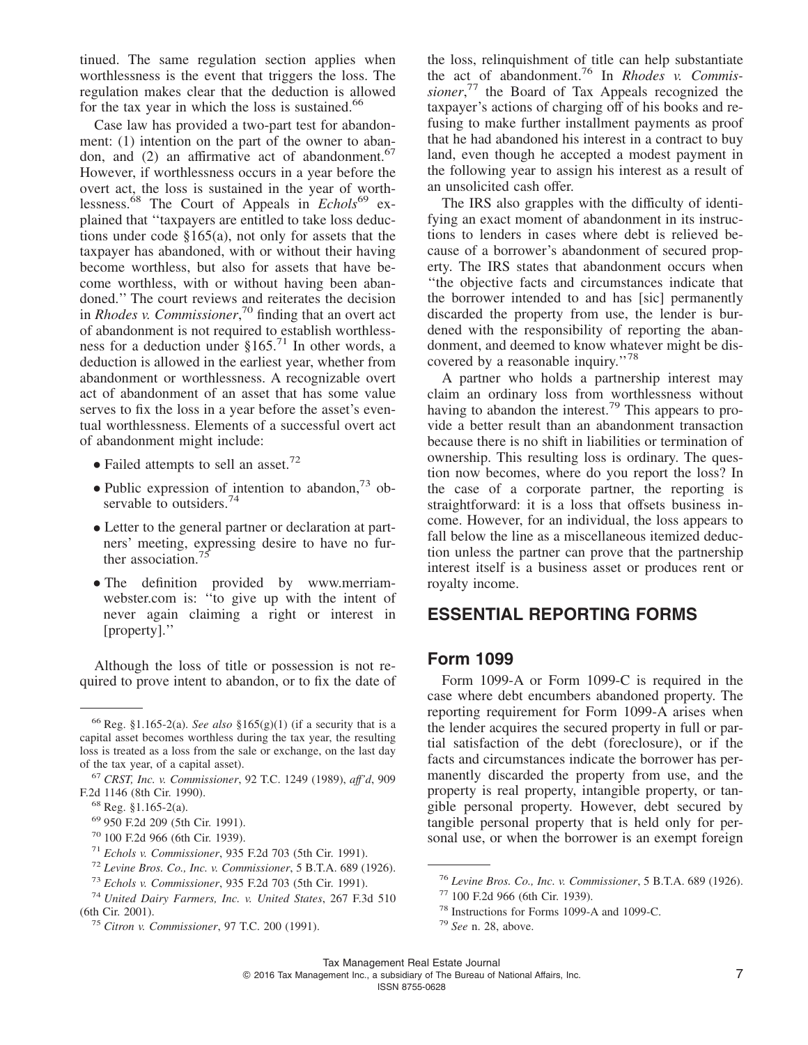tinued. The same regulation section applies when worthlessness is the event that triggers the loss. The regulation makes clear that the deduction is allowed for the tax year in which the loss is sustained.[66]

Case law has provided a two-part test for abandonment: (1) intention on the part of the owner to abandon, and (2) an affirmative act of abandonment.[67] However, if worthlessness occurs in a year before the overt act, the loss is sustained in the year of worthlessness.[68] The Court of Appeals in *Echols*[69] explained that ''taxpayers are entitled to take loss deductions under code §165(a), not only for assets that the taxpayer has abandoned, with or without their having become worthless, but also for assets that have become worthless, with or without having been abandoned.'' The court reviews and reiterates the decision in *Rhodes v. Commissioner*,[70] finding that an overt act of abandonment is not required to establish worthlessness for a deduction under §165.[71] In other words, a deduction is allowed in the earliest year, whether from abandonment or worthlessness. A recognizable overt act of abandonment of an asset that has some value serves to fix the loss in a year before the asset's eventual worthlessness. Elements of a successful overt act of abandonment might include:

- Failed attempts to sell an asset.[72]
- Public expression of intention to abandon,[73] observable to outsiders.[74]
- Letter to the general partner or declaration at partners' meeting, expressing desire to have no further association.[75]
- The definition provided by www.merriam-webster.com is: ''to give up with the intent of never again claiming a right or interest in [property].''

Although the loss of title or possession is not required to prove intent to abandon, or to fix the date of the loss, relinquishment of title can help substantiate the act of abandonment.[76] In *Rhodes v. Commissioner*,[77] the Board of Tax Appeals recognized the taxpayer's actions of charging off of his books and refusing to make further installment payments as proof that he had abandoned his interest in a contract to buy land, even though he accepted a modest payment in the following year to assign his interest as a result of an unsolicited cash offer.

The IRS also grapples with the difficulty of identifying an exact moment of abandonment in its instructions to lenders in cases where debt is relieved because of a borrower's abandonment of secured property. The IRS states that abandonment occurs when ''the objective facts and circumstances indicate that the borrower intended to and has [sic] permanently discarded the property from use, the lender is burdened with the responsibility of reporting the abandonment, and deemed to know whatever might be discovered by a reasonable inquiry.''[78]

A partner who holds a partnership interest may claim an ordinary loss from worthlessness without having to abandon the interest.[79] This appears to provide a better result than an abandonment transaction because there is no shift in liabilities or termination of ownership. This resulting loss is ordinary. The question now becomes, where do you report the loss? In the case of a corporate partner, the reporting is straightforward: it is a loss that offsets business income. However, for an individual, the loss appears to fall below the line as a miscellaneous itemized deduction unless the partner can prove that the partnership interest itself is a business asset or produces rent or royalty income.

## ESSENTIAL REPORTING FORMS

### Form 1099

Form 1099-A or Form 1099-C is required in the case where debt encumbers abandoned property. The reporting requirement for Form 1099-A arises when the lender acquires the secured property in full or partial satisfaction of the debt (foreclosure), or if the facts and circumstances indicate the borrower has permanently discarded the property from use, and the property is real property, intangible property, or tangible personal property. However, debt secured by tangible personal property that is held only for personal use, or when the borrower is an exempt foreign

---

[66] Reg. §1.165-2(a). *See also* §165(g)(1) (if a security that is a capital asset becomes worthless during the tax year, the resulting loss is treated as a loss from the sale or exchange, on the last day of the tax year, of a capital asset).

[67] *CRST, Inc. v. Commissioner*, 92 T.C. 1249 (1989), *aff'd*, 909 F.2d 1146 (8th Cir. 1990).

[68] Reg. §1.165-2(a).

[69] 950 F.2d 209 (5th Cir. 1991).

[70] 100 F.2d 966 (6th Cir. 1939).

[71] *Echols v. Commissioner*, 935 F.2d 703 (5th Cir. 1991).

[72] *Levine Bros. Co., Inc. v. Commissioner*, 5 B.T.A. 689 (1926).

[73] *Echols v. Commissioner*, 935 F.2d 703 (5th Cir. 1991).

[74] *United Dairy Farmers, Inc. v. United States*, 267 F.3d 510 (6th Cir. 2001).

[75] *Citron v. Commissioner*, 97 T.C. 200 (1991).

[76] *Levine Bros. Co., Inc. v. Commissioner*, 5 B.T.A. 689 (1926).

[77] 100 F.2d 966 (6th Cir. 1939).

[78] Instructions for Forms 1099-A and 1099-C.

[79] *See* n. 28, above.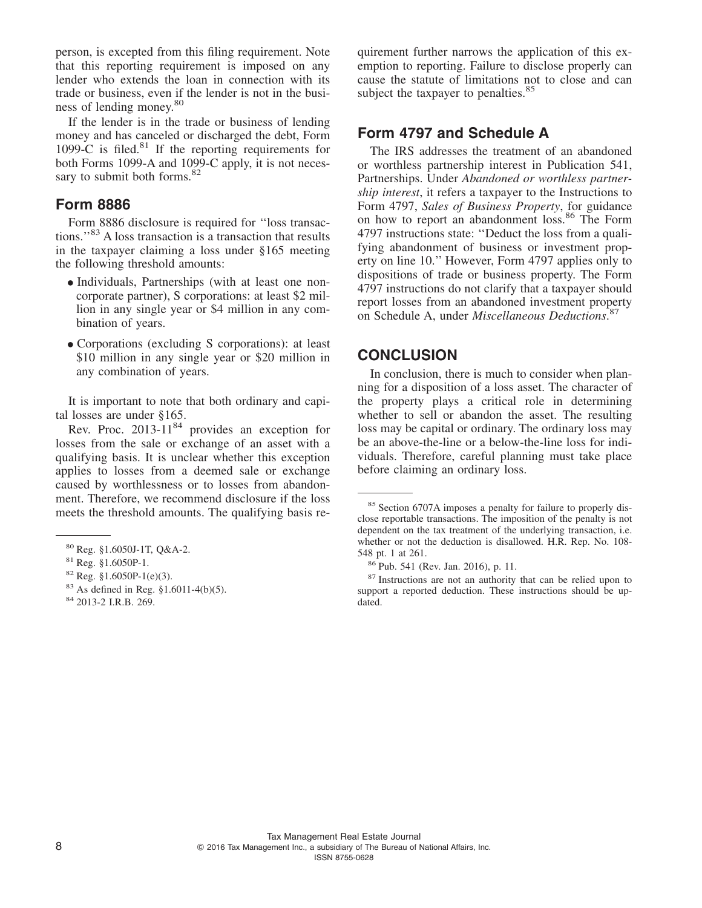person, is excepted from this filing requirement. Note that this reporting requirement is imposed on any lender who extends the loan in connection with its trade or business, even if the lender is not in the business of lending money.[80]

If the lender is in the trade or business of lending money and has canceled or discharged the debt, Form 1099-C is filed.[81] If the reporting requirements for both Forms 1099-A and 1099-C apply, it is not necessary to submit both forms.[82]

## Form 8886

Form 8886 disclosure is required for ''loss transactions.''[83] A loss transaction is a transaction that results in the taxpayer claiming a loss under §165 meeting the following threshold amounts:

- Individuals, Partnerships (with at least one noncorporate partner), S corporations: at least $2 million in any single year or $4 million in any combination of years.
- Corporations (excluding S corporations): at least $10 million in any single year or $20 million in any combination of years.

It is important to note that both ordinary and capital losses are under §165.

Rev. Proc. 2013-11[84] provides an exception for losses from the sale or exchange of an asset with a qualifying basis. It is unclear whether this exception applies to losses from a deemed sale or exchange caused by worthlessness or to losses from abandonment. Therefore, we recommend disclosure if the loss meets the threshold amounts. The qualifying basis requirement further narrows the application of this exemption to reporting. Failure to disclose properly can cause the statute of limitations not to close and can subject the taxpayer to penalties.[85]

## Form 4797 and Schedule A

The IRS addresses the treatment of an abandoned or worthless partnership interest in Publication 541, Partnerships. Under *Abandoned or worthless partnership interest*, it refers a taxpayer to the Instructions to Form 4797, *Sales of Business Property*, for guidance on how to report an abandonment loss.[86] The Form 4797 instructions state: ''Deduct the loss from a qualifying abandonment of business or investment property on line 10.'' However, Form 4797 applies only to dispositions of trade or business property. The Form 4797 instructions do not clarify that a taxpayer should report losses from an abandoned investment property on Schedule A, under *Miscellaneous Deductions*.[87]

## CONCLUSION

In conclusion, there is much to consider when planning for a disposition of a loss asset. The character of the property plays a critical role in determining whether to sell or abandon the asset. The resulting loss may be capital or ordinary. The ordinary loss may be an above-the-line or a below-the-line loss for individuals. Therefore, careful planning must take place before claiming an ordinary loss.

---

[80] Reg. §1.6050J-1T, Q&A-2.

[81] Reg. §1.6050P-1.

[82] Reg. §1.6050P-1(e)(3).

[83] As defined in Reg. §1.6011-4(b)(5).

[84] 2013-2 I.R.B. 269.

[85] Section 6707A imposes a penalty for failure to properly disclose reportable transactions. The imposition of the penalty is not dependent on the tax treatment of the underlying transaction, i.e. whether or not the deduction is disallowed. H.R. Rep. No. 108-548 pt. 1 at 261.

[86] Pub. 541 (Rev. Jan. 2016), p. 11.

[87] Instructions are not an authority that can be relied upon to support a reported deduction. These instructions should be updated.